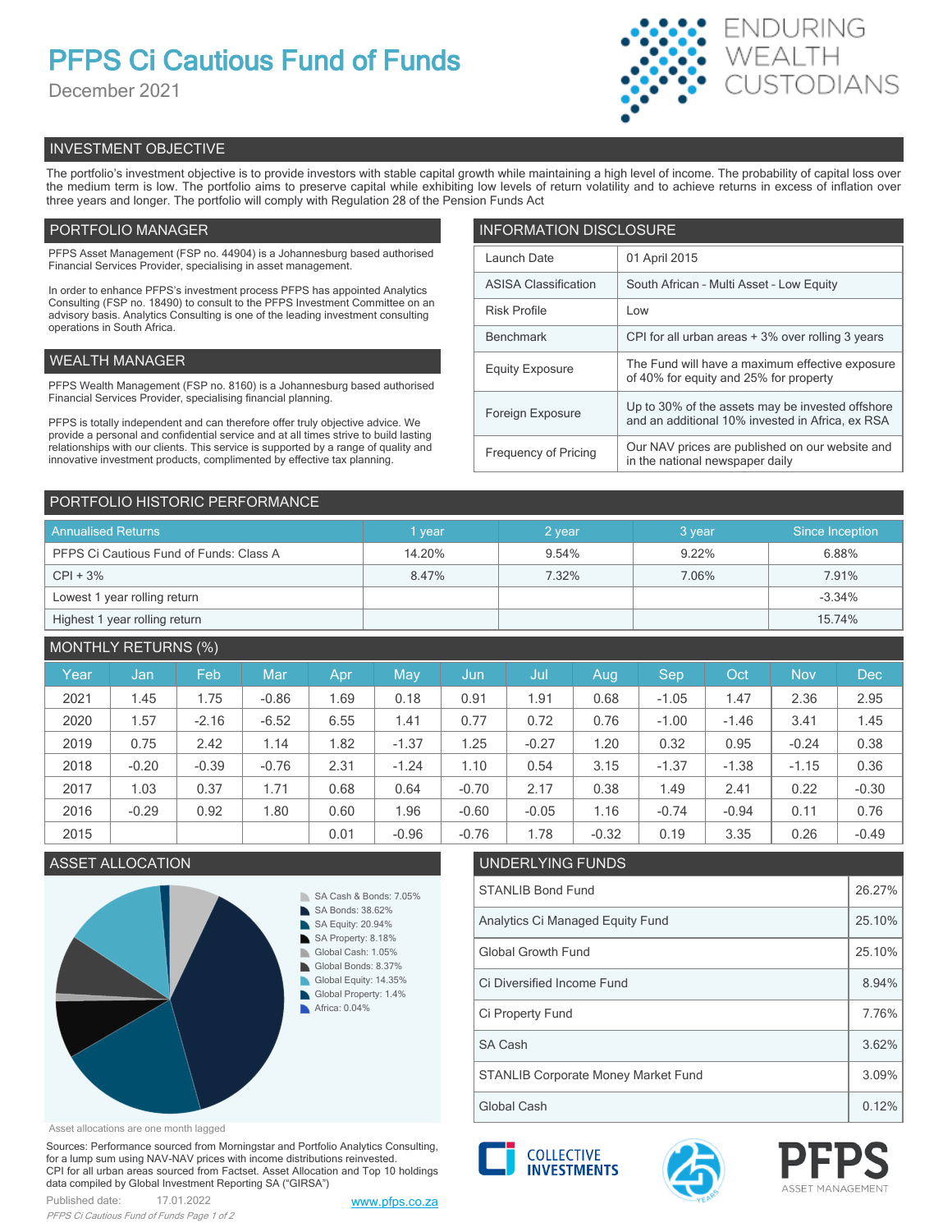# PFPS Ci Cautious Fund of Funds

December 2021

ENDURING WEALTH CUSTODIANS

## INVESTMENT OBJECTIVE

The portfolio's investment objective is to provide investors with stable capital growth while maintaining a high level of income. The probability of capital loss over the medium term is low. The portfolio aims to preserve capital while exhibiting low levels of return volatility and to achieve returns in excess of inflation over three years and longer. The portfolio will comply with Regulation 28 of the Pension Funds Act

## PORTFOLIO MANAGER

PFPS Asset Management (FSP no. 44904) is a Johannesburg based authorised Financial Services Provider, specialising in asset management.

In order to enhance PFPS's investment process PFPS has appointed Analytics Consulting (FSP no. 18490) to consult to the PFPS Investment Committee on an advisory basis. Analytics Consulting is one of the leading investment consulting operations in South Africa.

## WEALTH MANAGER

PFPS Wealth Management (FSP no. 8160) is a Johannesburg based authorised Financial Services Provider, specialising financial planning.

PFPS is totally independent and can therefore offer truly objective advice. We provide a personal and confidential service and at all times strive to build lasting relationships with our clients. This service is supported by a range of quality and innovative investment products, complimented by effective tax planning.

## INFORMATION DISCLOSURE

| | |
|---|---|
| Launch Date | 01 April 2015 |
| ASISA Classification | South African - Multi Asset - Low Equity |
| Risk Profile | Low |
| Benchmark | CPI for all urban areas + 3% over rolling 3 years |
| Equity Exposure | The Fund will have a maximum effective exposure of 40% for equity and 25% for property |
| Foreign Exposure | Up to 30% of the assets may be invested offshore and an additional 10% invested in Africa, ex RSA |
| Frequency of Pricing | Our NAV prices are published on our website and in the national newspaper daily |

## PORTFOLIO HISTORIC PERFORMANCE

| Annualised Returns | 1 year | 2 year | 3 year | Since Inception |
|---|---|---|---|---|
| PFPS Ci Cautious Fund of Funds: Class A | 14.20% | 9.54% | 9.22% | 6.88% |
| CPI + 3% | 8.47% | 7.32% | 7.06% | 7.91% |
| Lowest 1 year rolling return | | | | -3.34% |
| Highest 1 year rolling return | | | | 15.74% |

## MONTHLY RETURNS (%)

| Year | Jan | Feb | Mar | Apr | May | Jun | Jul | Aug | Sep | Oct | Nov | Dec |
|---|---|---|---|---|---|---|---|---|---|---|---|---|
| 2021 | 1.45 | 1.75 | -0.86 | 1.69 | 0.18 | 0.91 | 1.91 | 0.68 | -1.05 | 1.47 | 2.36 | 2.95 |
| 2020 | 1.57 | -2.16 | -6.52 | 6.55 | 1.41 | 0.77 | 0.72 | 0.76 | -1.00 | -1.46 | 3.41 | 1.45 |
| 2019 | 0.75 | 2.42 | 1.14 | 1.82 | -1.37 | 1.25 | -0.27 | 1.20 | 0.32 | 0.95 | -0.24 | 0.38 |
| 2018 | -0.20 | -0.39 | -0.76 | 2.31 | -1.24 | 1.10 | 0.54 | 3.15 | -1.37 | -1.38 | -1.15 | 0.36 |
| 2017 | 1.03 | 0.37 | 1.71 | 0.68 | 0.64 | -0.70 | 2.17 | 0.38 | 1.49 | 2.41 | 0.22 | -0.30 |
| 2016 | -0.29 | 0.92 | 1.80 | 0.60 | 1.96 | -0.60 | -0.05 | 1.16 | -0.74 | -0.94 | 0.11 | 0.76 |
| 2015 | | | | 0.01 | -0.96 | -0.76 | 1.78 | -0.32 | 0.19 | 3.35 | 0.26 | -0.49 |

## ASSET ALLOCATION

- SA Cash & Bonds: 7.05%
- SA Bonds: 38.62%
- SA Equity: 20.94%
- SA Property: 8.18%
- Global Cash: 1.05%
- Global Bonds: 8.37%
- Global Equity: 14.35%
- Global Property: 1.4%
- Africa: 0.04%

Asset allocations are one month lagged

## UNDERLYING FUNDS

| | |
|---|---|
| STANLIB Bond Fund | 26.27% |
| Analytics Ci Managed Equity Fund | 25.10% |
| Global Growth Fund | 25.10% |
| Ci Diversified Income Fund | 8.94% |
| Ci Property Fund | 7.76% |
| SA Cash | 3.62% |
| STANLIB Corporate Money Market Fund | 3.09% |
| Global Cash | 0.12% |

Sources: Performance sourced from Morningstar and Portfolio Analytics Consulting, for a lump sum using NAV-NAV prices with income distributions reinvested. CPI for all urban areas sourced from Factset. Asset Allocation and Top 10 holdings data compiled by Global Investment Reporting SA ("GIRSA")

Published date: 17.01.2022

www.pfps.co.za

COLLECTIVE INVESTMENTS

PFPS ASSET MANAGEMENT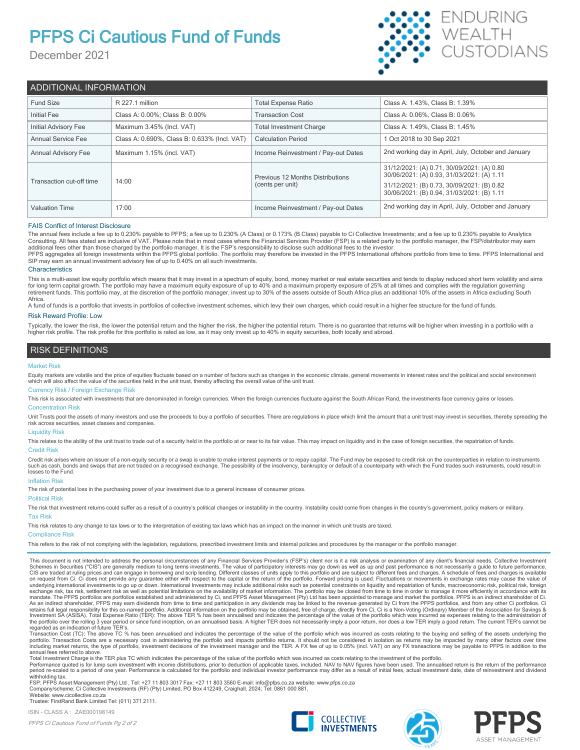# PFPS Ci Cautious Fund of Funds

December 2021

ENDURING WEALTH CUSTODIANS

## ADDITIONAL INFORMATION

| | | | |
|---|---|---|---|
| Fund Size | R 227.1 million | Total Expense Ratio | Class A: 1.43%, Class B: 1.39% |
| Initial Fee | Class A: 0.00%; Class B: 0.00% | Transaction Cost | Class A: 0.06%, Class B: 0.06% |
| Initial Advisory Fee | Maximum 3.45% (Incl. VAT) | Total Investment Charge | Class A: 1.49%, Class B: 1.45% |
| Annual Service Fee | Class A: 0.690%, Class B: 0.633% (Incl. VAT) | Calculation Period | 1 Oct 2018 to 30 Sep 2021 |
| Annual Advisory Fee | Maximum 1.15% (incl. VAT) | Income Reinvestment / Pay-out Dates | 2nd working day in April, July, October and January |
| Transaction cut-off time | 14:00 | Previous 12 Months Distributions (cents per unit) | 31/12/2021: (A) 0.71, 30/09/2021: (A) 0.80 30/06/2021: (A) 0.93, 31/03/2021: (A) 1.11 31/12/2021: (B) 0.73, 30/09/2021: (B) 0.82 30/06/2021: (B) 0.94, 31/03/2021: (B) 1.11 |
| Valuation Time | 17:00 | Income Reinvestment / Pay-out Dates | 2nd working day in April, July, October and January |

### FAIS Conflict of Interest Disclosure

The annual fees include a fee up to 0.230% payable to PFPS; a fee up to 0.230% (A Class) or 0.173% (B Class) payable to Ci Collective Investments; and a fee up to 0.230% payable to Analytics Consulting. All fees stated are inclusive of VAT. Please note that in most cases where the Financial Services Provider (FSP) is a related party to the portfolio manager, the FSP/distributor may earn additional fees other than those charged by the portfolio manager. It is the FSP's responsibility to disclose such additional fees to the investor.
PFPS aggregates all foreign investments within the PFPS global portfolio. The portfolio may therefore be invested in the PFPS International offshore portfolio from time to time. PFPS International and SIP may earn an annual investment advisory fee of up to 0.40% on all such investments.

### Characteristics

This is a multi-asset low equity portfolio which means that it may invest in a spectrum of equity, bond, money market or real estate securities and tends to display reduced short term volatility and aims for long term capital growth. The portfolio may have a maximum equity exposure of up to 40% and a maximum property exposure of 25% at all times and complies with the regulation governing retirement funds. This portfolio may, at the discretion of the portfolio manager, invest up to 30% of the assets outside of South Africa plus an additional 10% of the assets in Africa excluding South Africa.
A fund of funds is a portfolio that invests in portfolios of collective investment schemes, which levy their own charges, which could result in a higher fee structure for the fund of funds.

### Risk Reward Profile: Low

Typically, the lower the risk, the lower the potential return and the higher the risk, the higher the potential return. There is no guarantee that returns will be higher when investing in a portfolio with a higher risk profile. The risk profile for this portfolio is rated as low, as it may only invest up to 40% in equity securities, both locally and abroad.

## RISK DEFINITIONS

### Market Risk

Equity markets are volatile and the price of equities fluctuate based on a number of factors such as changes in the economic climate, general movements in interest rates and the political and social environment which will also affect the value of the securities held in the unit trust, thereby affecting the overall value of the unit trust.

### Currency Risk / Foreign Exchange Risk

This risk is associated with investments that are denominated in foreign currencies. When the foreign currencies fluctuate against the South African Rand, the investments face currency gains or losses.

### Concentration Risk

Unit Trusts pool the assets of many investors and use the proceeds to buy a portfolio of securities. There are regulations in place which limit the amount that a unit trust may invest in securities, thereby spreading the risk across securities, asset classes and companies.

### Liquidity Risk

This relates to the ability of the unit trust to trade out of a security held in the portfolio at or near to its fair value. This may impact on liquidity and in the case of foreign securities, the repatriation of funds.

### Credit Risk

Credit risk arises where an issuer of a non-equity security or a swap is unable to make interest payments or to repay capital. The Fund may be exposed to credit risk on the counterparties in relation to instruments such as cash, bonds and swaps that are not traded on a recognised exchange. The possibility of the insolvency, bankruptcy or default of a counterparty with which the Fund trades such instruments, could result in losses to the Fund.

### Inflation Risk

The risk of potential loss in the purchasing power of your investment due to a general increase of consumer prices.

### Political Risk

The risk that investment returns could suffer as a result of a country's political changes or instability in the country. Instability could come from changes in the country's government, policy makers or military.

### Tax Risk

This risk relates to any change to tax laws or to the interpretation of existing tax laws which has an impact on the manner in which unit trusts are taxed.

### Compliance Risk

This refers to the risk of not complying with the legislation, regulations, prescribed investment limits and internal policies and procedures by the manager or the portfolio manager.

This document is not intended to address the personal circumstances of any Financial Services Provider's (FSP's) client nor is it a risk analysis or examination of any client's financial needs. Collective Investment Schemes in Securities ("CIS") are generally medium to long terms investments. The value of participatory interests may go down as well as up and past performance is not necessarily a guide to future performance. CIS are traded at ruling prices and can engage in borrowing and scrip lending. Different classes of units apply to this portfolio and are subject to different fees and charges. A schedule of fees and charges is available on request from Ci. Ci does not provide any guarantee either with respect to the capital or the return of the portfolio. Forward pricing is used. Fluctuations or movements in exchange rates may cause the value of underlying international investments to go up or down. International Investments may include additional risks such as potential constraints on liquidity and repatriation of funds, macroeconomic risk, political risk, foreign exchange risk, tax risk, settlement risk as well as potential limitations on the availability of market information. The portfolio may be closed from time to time in order to manage it more efficiently in accordance with its mandate. The PFPS portfolios are portfolios established and administered by Ci, and PFPS Asset Management (Pty) Ltd has been appointed to manage and market the portfolios. PFPS is an indirect shareholder of Ci. As an indirect shareholder, PFPS may earn dividends from time to time and participation in any dividends may be linked to the revenue generated by Ci from the PFPS portfolios, and from any other Ci portfolios. Ci retains full legal responsibility for this co-named portfolio. Additional information on the portfolio may be obtained, free of charge, directly from Ci. Ci is a Non-Voting (Ordinary) Member of the Association for Savings & Investment SA (ASISA). Total Expense Ratio (TER): The above TER % has been annualised and indicates the percentage of the value of the portfolio which was incurred as expenses relating to the administration of the portfolio over the rolling 3 year period or since fund inception, on an annualised basis. A higher TER does not necessarily imply a poor return, nor does a low TER imply a good return. The current TER's cannot be regarded as an indication of future TER's.
Transaction Cost (TC): The above TC % has been annualised and indicates the percentage of the value of the portfolio which was incurred as costs relating to the buying and selling of the assets underlying the portfolio. Transaction Costs are a necessary cost in administering the portfolio and impacts portfolio returns. It should not be considered in isolation as returns may be impacted by many other factors over time including market returns, the type of portfolio, investment decisions of the investment manager and the TER. A FX fee of up to 0.05% (incl. VAT) on any FX transactions may be payable to PFPS in addition to the annual fees referred to above.
Total Investment Charge is the TER plus TC which indicates the percentage of the value of the portfolio which was incurred as costs relating to the investment of the portfolio.
Performance quoted is for lump sum investment with income distributions, prior to deduction of applicable taxes, included. NAV to NAV figures have been used. The annualised return is the return of the performance period re-scaled to a period of one year. Performance is calculated for the portfolio and individual investor performance may differ as a result of initial fees, actual investment date, date of reinvestment and dividend withholding tax.
FSP: PFPS Asset Management (Pty) Ltd , Tel: +27 11 803 3017 Fax: +27 11 803 3560 E-mail: info@pfps.co.za website: www.pfps.co.za
Company/scheme: Ci Collective Investments (RF) (Pty) Limited, PO Box 412249, Craighall, 2024; Tel: 0861 000 881,
Website: www.cicollective.co.za
Trustee: FirstRand Bank Limited Tel: (011) 371 2111.

ISIN - CLASS A : ZAE000198149